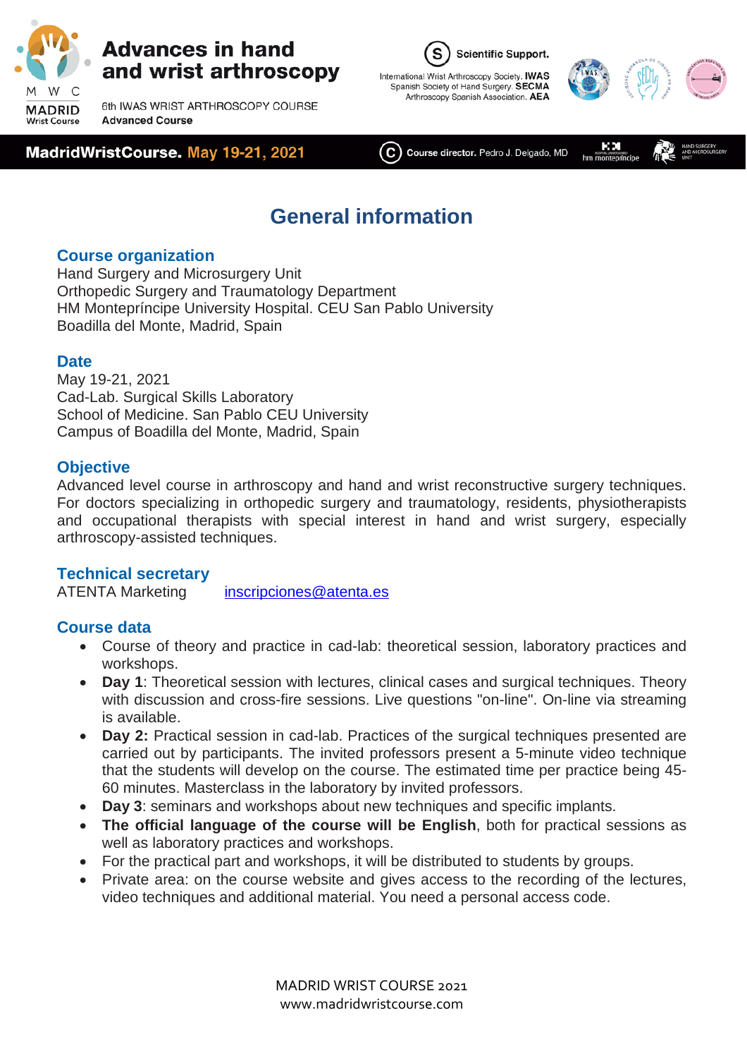# Advances in hand and wrist arthroscopy

6th IWAS WRIST ARTHROSCOPY COURSE
**Advanced Course**

**Scientific Support.**
International Wrist Arthroscopy Society. **IWAS**
Spanish Society of Hand Surgery. **SECMA**
Arthroscopy Spanish Association. **AEA**

**MadridWristCourse. May 19-21, 2021**

**Course director.** Pedro J. Delgado, MD

## General information

### Course organization

Hand Surgery and Microsurgery Unit
Orthopedic Surgery and Traumatology Department
HM Montepríncipe University Hospital. CEU San Pablo University
Boadilla del Monte, Madrid, Spain

### Date

May 19-21, 2021
Cad-Lab. Surgical Skills Laboratory
School of Medicine. San Pablo CEU University
Campus of Boadilla del Monte, Madrid, Spain

### Objective

Advanced level course in arthroscopy and hand and wrist reconstructive surgery techniques. For doctors specializing in orthopedic surgery and traumatology, residents, physiotherapists and occupational therapists with special interest in hand and wrist surgery, especially arthroscopy-assisted techniques.

### Technical secretary

ATENTA Marketing inscripciones@atenta.es

### Course data

- Course of theory and practice in cad-lab: theoretical session, laboratory practices and workshops.
- **Day 1**: Theoretical session with lectures, clinical cases and surgical techniques. Theory with discussion and cross-fire sessions. Live questions "on-line". On-line via streaming is available.
- **Day 2:** Practical session in cad-lab. Practices of the surgical techniques presented are carried out by participants. The invited professors present a 5-minute video technique that the students will develop on the course. The estimated time per practice being 45-60 minutes. Masterclass in the laboratory by invited professors.
- **Day 3**: seminars and workshops about new techniques and specific implants.
- **The official language of the course will be English**, both for practical sessions as well as laboratory practices and workshops.
- For the practical part and workshops, it will be distributed to students by groups.
- Private area: on the course website and gives access to the recording of the lectures, video techniques and additional material. You need a personal access code.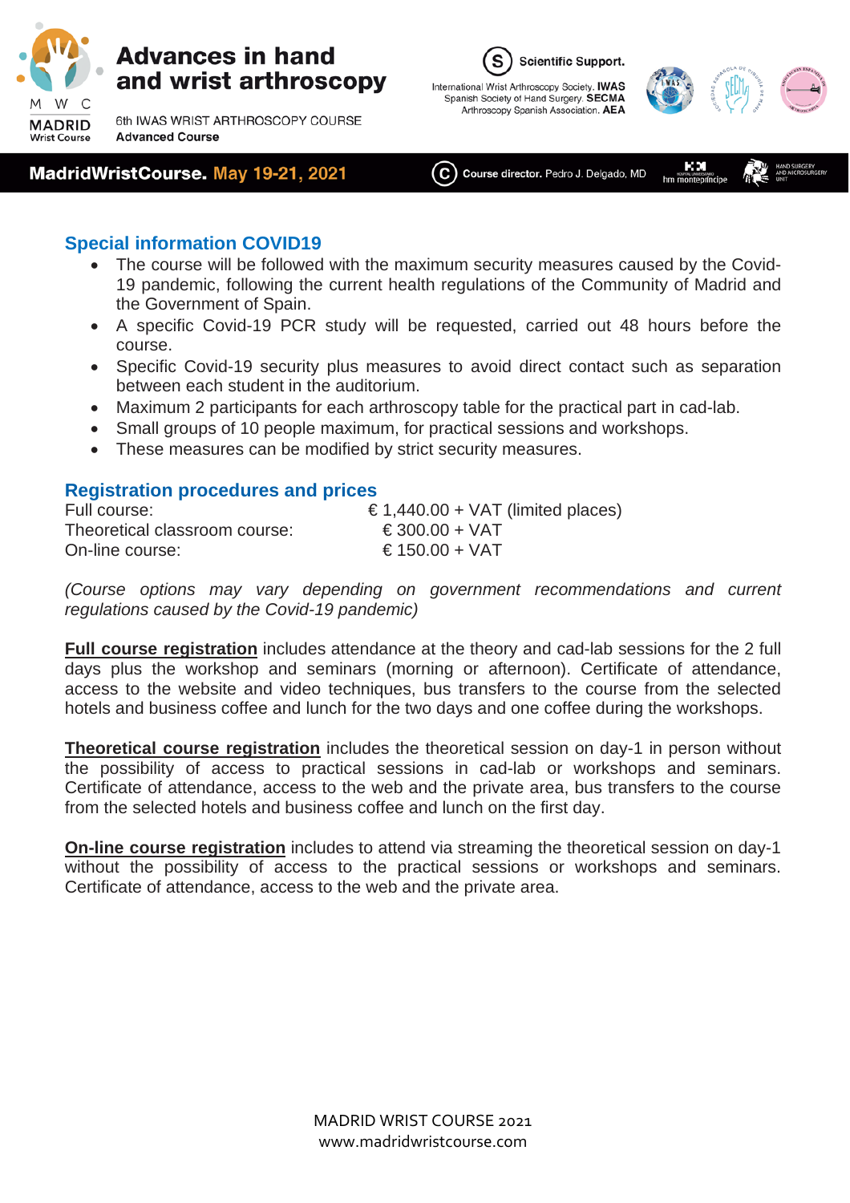## Special information COVID19

- The course will be followed with the maximum security measures caused by the Covid-19 pandemic, following the current health regulations of the Community of Madrid and the Government of Spain.
- A specific Covid-19 PCR study will be requested, carried out 48 hours before the course.
- Specific Covid-19 security plus measures to avoid direct contact such as separation between each student in the auditorium.
- Maximum 2 participants for each arthroscopy table for the practical part in cad-lab.
- Small groups of 10 people maximum, for practical sessions and workshops.
- These measures can be modified by strict security measures.

## Registration procedures and prices

| | |
|---|---|
| Full course: | € 1,440.00 + VAT (limited places) |
| Theoretical classroom course: | € 300.00 + VAT |
| On-line course: | € 150.00 + VAT |

*(Course options may vary depending on government recommendations and current regulations caused by the Covid-19 pandemic)*

**Full course registration** includes attendance at the theory and cad-lab sessions for the 2 full days plus the workshop and seminars (morning or afternoon). Certificate of attendance, access to the website and video techniques, bus transfers to the course from the selected hotels and business coffee and lunch for the two days and one coffee during the workshops.

**Theoretical course registration** includes the theoretical session on day-1 in person without the possibility of access to practical sessions in cad-lab or workshops and seminars. Certificate of attendance, access to the web and the private area, bus transfers to the course from the selected hotels and business coffee and lunch on the first day.

**On-line course registration** includes to attend via streaming the theoretical session on day-1 without the possibility of access to the practical sessions or workshops and seminars. Certificate of attendance, access to the web and the private area.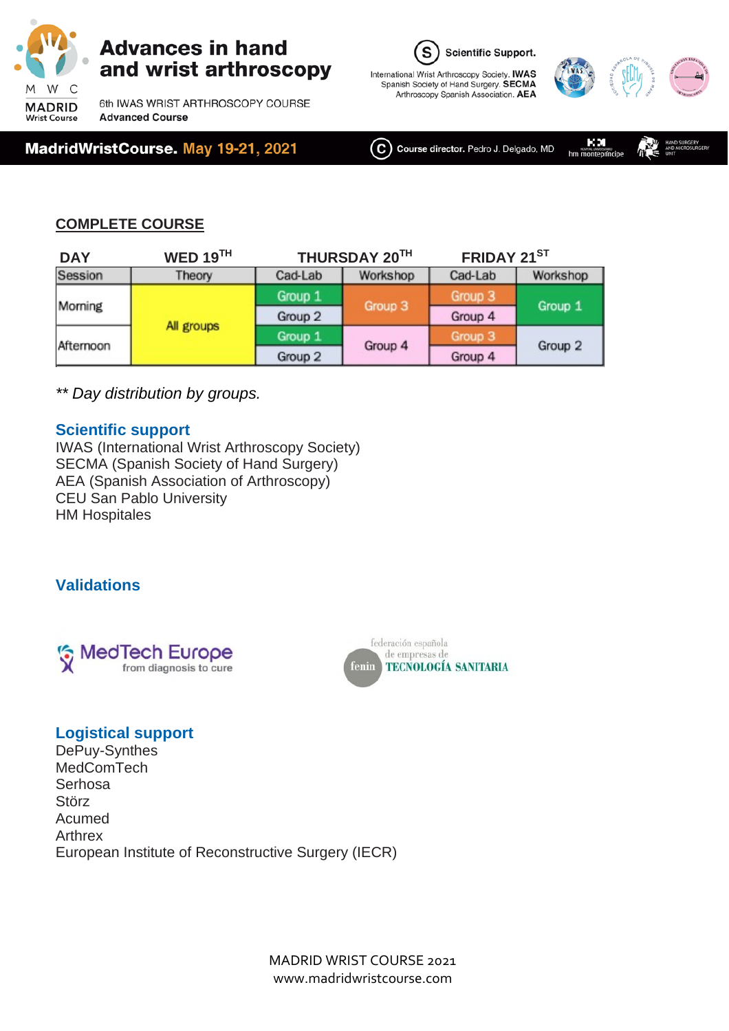**Advances in hand and wrist arthroscopy**

6th IWAS WRIST ARTHROSCOPY COURSE
Advanced Course

**Scientific Support.** International Wrist Arthroscopy Society. **IWAS** Spanish Society of Hand Surgery. **SECMA** Arthroscopy Spanish Association. **AEA**

**MadridWristCourse. May 19-21, 2021**

**Course director.** Pedro J. Delgado, MD

## COMPLETE COURSE

| DAY | WED 19TH | THURSDAY 20TH | | FRIDAY 21ST | |
|---|---|---|---|---|---|
| Session | Theory | Cad-Lab | Workshop | Cad-Lab | Workshop |
| Morning | All groups | Group 1 | Group 3 | Group 3 | Group 1 |
| | | Group 2 | | Group 4 | |
| Afternoon | | Group 1 | Group 4 | Group 3 | Group 2 |
| | | Group 2 | | Group 4 | |

*** Day distribution by groups.*

### Scientific support

IWAS (International Wrist Arthroscopy Society)
SECMA (Spanish Society of Hand Surgery)
AEA (Spanish Association of Arthroscopy)
CEU San Pablo University
HM Hospitales

### Validations

MedTech Europe — from diagnosis to cure

fenin — federación española de empresas de TECNOLOGÍA SANITARIA

### Logistical support

DePuy-Synthes
MedComTech
Serhosa
Störz
Acumed
Arthrex
European Institute of Reconstructive Surgery (IECR)

MADRID WRIST COURSE 2021
www.madridwristcourse.com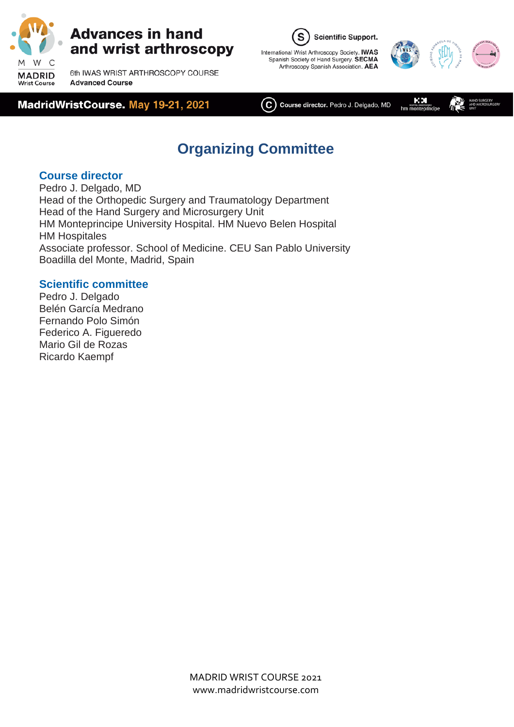# Organizing Committee

## Course director

Pedro J. Delgado, MD
Head of the Orthopedic Surgery and Traumatology Department
Head of the Hand Surgery and Microsurgery Unit
HM Montepríncipe University Hospital. HM Nuevo Belen Hospital
HM Hospitales
Associate professor. School of Medicine. CEU San Pablo University
Boadilla del Monte, Madrid, Spain

## Scientific committee

Pedro J. Delgado
Belén García Medrano
Fernando Polo Simón
Federico A. Figueredo
Mario Gil de Rozas
Ricardo Kaempf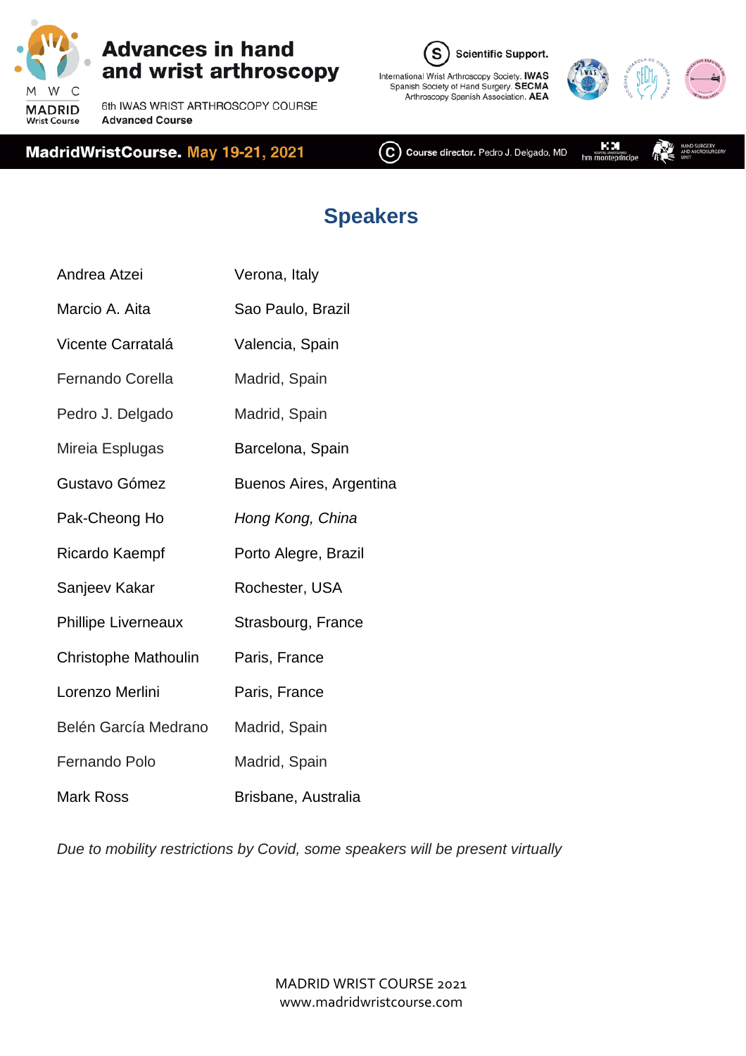# Speakers

| | |
|---|---|
| Andrea Atzei | Verona, Italy |
| Marcio A. Aita | Sao Paulo, Brazil |
| Vicente Carratalá | Valencia, Spain |
| Fernando Corella | Madrid, Spain |
| Pedro J. Delgado | Madrid, Spain |
| Mireia Esplugas | Barcelona, Spain |
| Gustavo Gómez | Buenos Aires, Argentina |
| Pak-Cheong Ho | *Hong Kong, China* |
| Ricardo Kaempf | Porto Alegre, Brazil |
| Sanjeev Kakar | Rochester, USA |
| Phillipe Liverneaux | Strasbourg, France |
| Christophe Mathoulin | Paris, France |
| Lorenzo Merlini | Paris, France |
| Belén García Medrano | Madrid, Spain |
| Fernando Polo | Madrid, Spain |
| Mark Ross | Brisbane, Australia |

*Due to mobility restrictions by Covid, some speakers will be present virtually*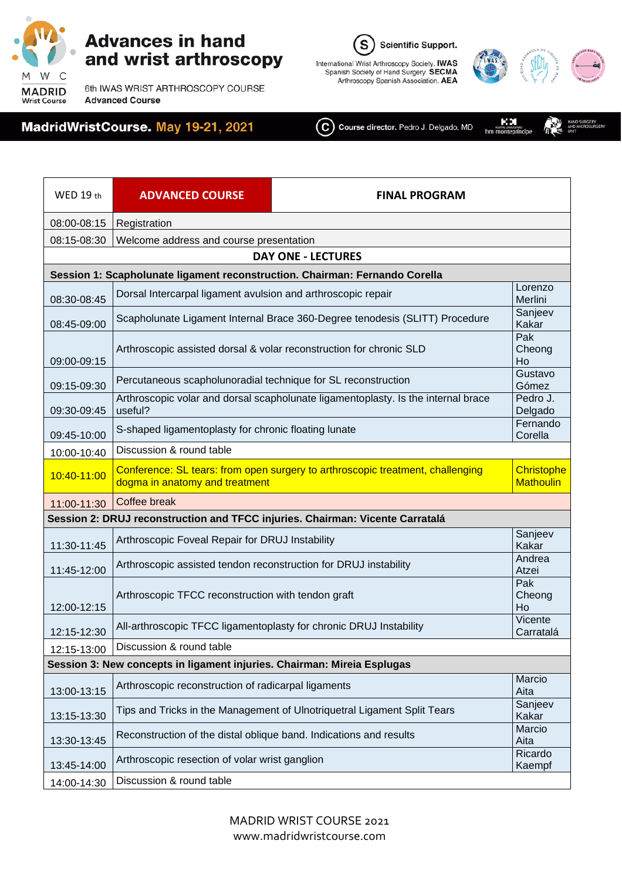# Advances in hand and wrist arthroscopy

6th IWAS WRIST ARTHROSCOPY COURSE
**Advanced Course**

**Scientific Support.**
International Wrist Arthroscopy Society. **IWAS**
Spanish Society of Hand Surgery. **SECMA**
Arthroscopy Spanish Association. **AEA**

**MadridWristCourse. May 19-21, 2021**

**Course director.** Pedro J. Delgado, MD

| WED 19 th | **ADVANCED COURSE** | **FINAL PROGRAM** |
|---|---|---|
| 08:00-08:15 | Registration | |
| 08:15-08:30 | Welcome address and course presentation | |
| **DAY ONE - LECTURES** | | |
| **Session 1: Scapholunate ligament reconstruction. Chairman: Fernando Corella** | | |
| 08:30-08:45 | Dorsal Intercarpal ligament avulsion and arthroscopic repair | Lorenzo Merlini |
| 08:45-09:00 | Scapholunate Ligament Internal Brace 360-Degree tenodesis (SLITT) Procedure | Sanjeev Kakar |
| 09:00-09:15 | Arthroscopic assisted dorsal & volar reconstruction for chronic SLD | Pak Cheong Ho |
| 09:15-09:30 | Percutaneous scapholunoradial technique for SL reconstruction | Gustavo Gómez |
| 09:30-09:45 | Arthroscopic volar and dorsal scapholunate ligamentoplasty. Is the internal brace useful? | Pedro J. Delgado |
| 09:45-10:00 | S-shaped ligamentoplasty for chronic floating lunate | Fernando Corella |
| 10:00-10:40 | Discussion & round table | |
| 10:40-11:00 | Conference: SL tears: from open surgery to arthroscopic treatment, challenging dogma in anatomy and treatment | Christophe Mathoulin |
| 11:00-11:30 | Coffee break | |
| **Session 2: DRUJ reconstruction and TFCC injuries. Chairman: Vicente Carratalá** | | |
| 11:30-11:45 | Arthroscopic Foveal Repair for DRUJ Instability | Sanjeev Kakar |
| 11:45-12:00 | Arthroscopic assisted tendon reconstruction for DRUJ instability | Andrea Atzei |
| 12:00-12:15 | Arthroscopic TFCC reconstruction with tendon graft | Pak Cheong Ho |
| 12:15-12:30 | All-arthroscopic TFCC ligamentoplasty for chronic DRUJ Instability | Vicente Carratalá |
| 12:15-13:00 | Discussion & round table | |
| **Session 3: New concepts in ligament injuries. Chairman: Mireia Esplugas** | | |
| 13:00-13:15 | Arthroscopic reconstruction of radicarpal ligaments | Marcio Aita |
| 13:15-13:30 | Tips and Tricks in the Management of Ulnotriquetral Ligament Split Tears | Sanjeev Kakar |
| 13:30-13:45 | Reconstruction of the distal oblique band. Indications and results | Marcio Aita |
| 13:45-14:00 | Arthroscopic resection of volar wrist ganglion | Ricardo Kaempf |
| 14:00-14:30 | Discussion & round table | |

MADRID WRIST COURSE 2021
www.madridwristcourse.com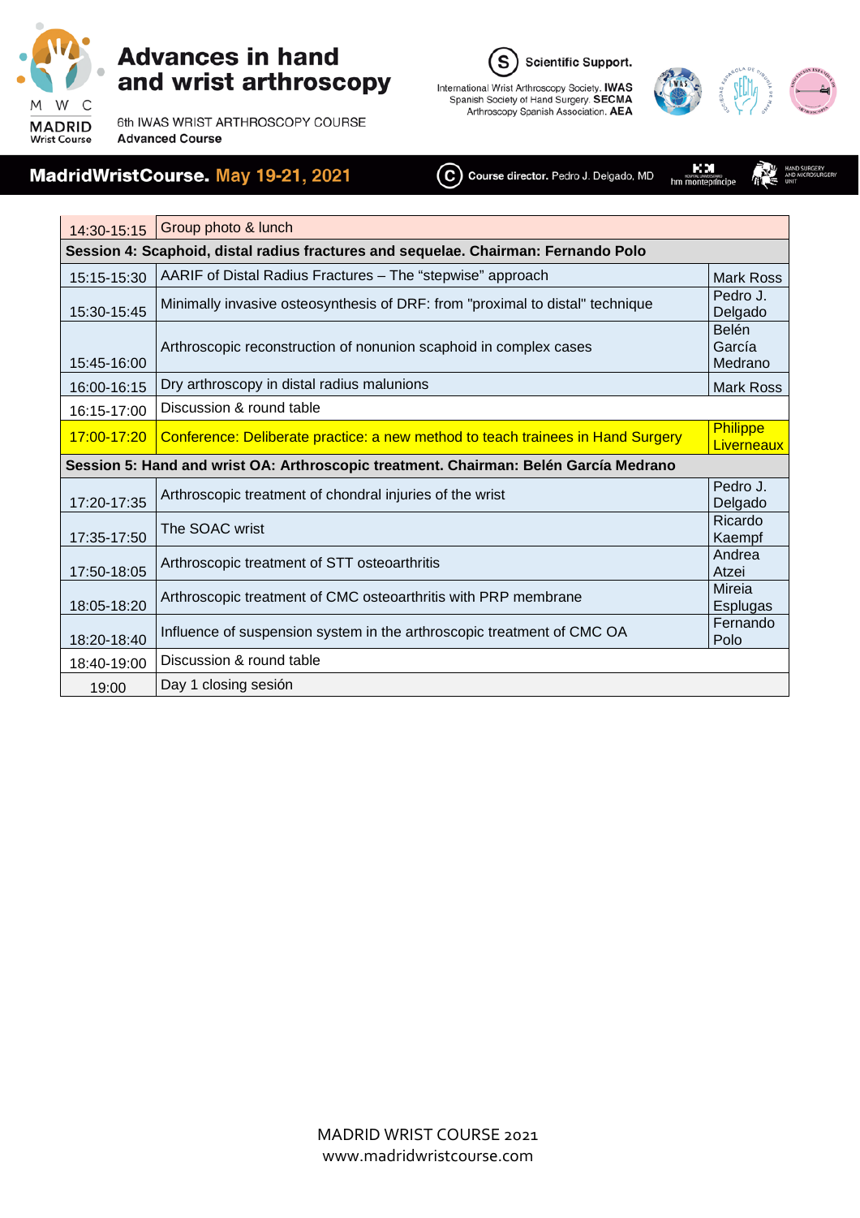# Advances in hand and wrist arthroscopy

6th IWAS WRIST ARTHROSCOPY COURSE
**Advanced Course**

MADRID Wrist Course

**Scientific Support.**
International Wrist Arthroscopy Society. **IWAS**
Spanish Society of Hand Surgery. **SECMA**
Arthroscopy Spanish Association. **AEA**

**MadridWristCourse. May 19-21, 2021**

**Course director.** Pedro J. Delgado, MD

| | | |
|---|---|---|
| 14:30-15:15 | Group photo & lunch | |
| **Session 4: Scaphoid, distal radius fractures and sequelae. Chairman: Fernando Polo** | | |
| 15:15-15:30 | AARIF of Distal Radius Fractures – The “stepwise” approach | Mark Ross |
| 15:30-15:45 | Minimally invasive osteosynthesis of DRF: from "proximal to distal" technique | Pedro J. Delgado |
| 15:45-16:00 | Arthroscopic reconstruction of nonunion scaphoid in complex cases | Belén García Medrano |
| 16:00-16:15 | Dry arthroscopy in distal radius malunions | Mark Ross |
| 16:15-17:00 | Discussion & round table | |
| 17:00-17:20 | Conference: Deliberate practice: a new method to teach trainees in Hand Surgery | Philippe Liverneaux |
| **Session 5: Hand and wrist OA: Arthroscopic treatment. Chairman: Belén García Medrano** | | |
| 17:20-17:35 | Arthroscopic treatment of chondral injuries of the wrist | Pedro J. Delgado |
| 17:35-17:50 | The SOAC wrist | Ricardo Kaempf |
| 17:50-18:05 | Arthroscopic treatment of STT osteoarthritis | Andrea Atzei |
| 18:05-18:20 | Arthroscopic treatment of CMC osteoarthritis with PRP membrane | Mireia Esplugas |
| 18:20-18:40 | Influence of suspension system in the arthroscopic treatment of CMC OA | Fernando Polo |
| 18:40-19:00 | Discussion & round table | |
| 19:00 | Day 1 closing sesión | |

MADRID WRIST COURSE 2021
www.madridwristcourse.com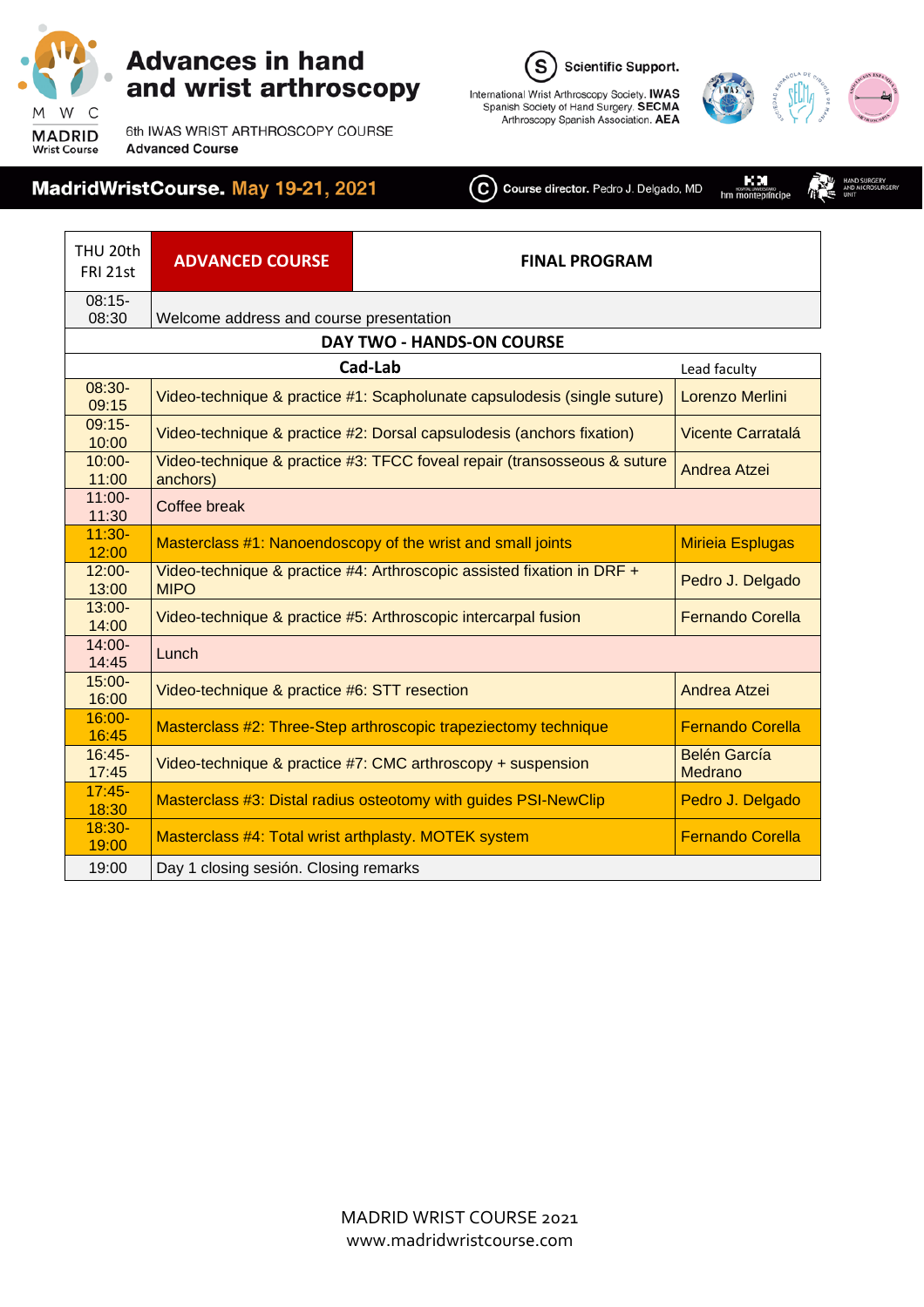# Advances in hand and wrist arthroscopy

6th IWAS WRIST ARTHROSCOPY COURSE
**Advanced Course**

**Scientific Support.**
International Wrist Arthroscopy Society. **IWAS**
Spanish Society of Hand Surgery. **SECMA**
Arthroscopy Spanish Association. **AEA**

**MadridWristCourse. May 19-21, 2021**

**Course director.** Pedro J. Delgado, MD

| THU 20th FRI 21st | **ADVANCED COURSE** | **FINAL PROGRAM** |
|---|---|---|
| 08:15-08:30 | Welcome address and course presentation | |
| | **DAY TWO - HANDS-ON COURSE** | |
| | **Cad-Lab** | Lead faculty |
| 08:30-09:15 | Video-technique & practice #1: Scapholunate capsulodesis (single suture) | Lorenzo Merlini |
| 09:15-10:00 | Video-technique & practice #2: Dorsal capsulodesis (anchors fixation) | Vicente Carratalá |
| 10:00-11:00 | Video-technique & practice #3: TFCC foveal repair (transosseous & suture anchors) | Andrea Atzei |
| 11:00-11:30 | Coffee break | |
| 11:30-12:00 | Masterclass #1: Nanoendoscopy of the wrist and small joints | Mirieia Esplugas |
| 12:00-13:00 | Video-technique & practice #4: Arthroscopic assisted fixation in DRF + MIPO | Pedro J. Delgado |
| 13:00-14:00 | Video-technique & practice #5: Arthroscopic intercarpal fusion | Fernando Corella |
| 14:00-14:45 | Lunch | |
| 15:00-16:00 | Video-technique & practice #6: STT resection | Andrea Atzei |
| 16:00-16:45 | Masterclass #2: Three-Step arthroscopic trapeziectomy technique | Fernando Corella |
| 16:45-17:45 | Video-technique & practice #7: CMC arthroscopy + suspension | Belén García Medrano |
| 17:45-18:30 | Masterclass #3: Distal radius osteotomy with guides PSI-NewClip | Pedro J. Delgado |
| 18:30-19:00 | Masterclass #4: Total wrist arthplasty. MOTEK system | Fernando Corella |
| 19:00 | Day 1 closing sesión. Closing remarks | |

MADRID WRIST COURSE 2021
www.madridwristcourse.com